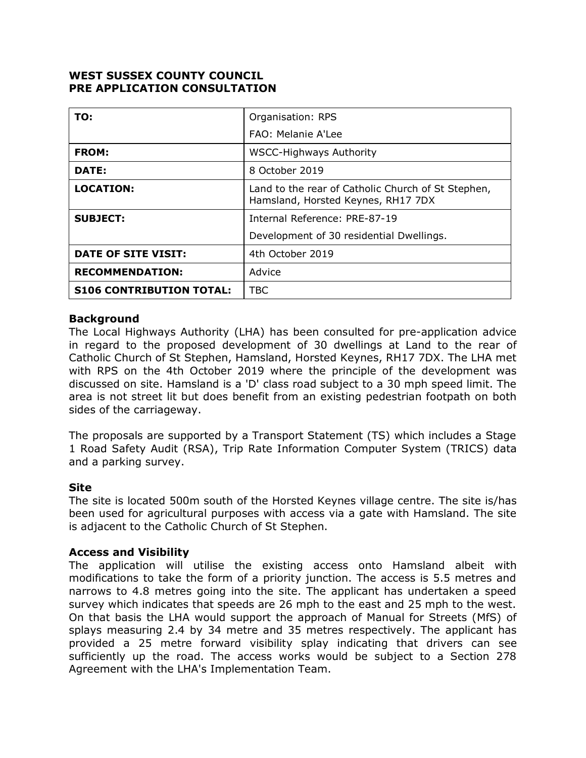**WEST SUSSEX COUNTY COUNCIL**
**PRE APPLICATION CONSULTATION**

| | |
|---|---|
| **TO:** | Organisation: RPS<br>FAO: Melanie A'Lee |
| **FROM:** | WSCC-Highways Authority |
| **DATE:** | 8 October 2019 |
| **LOCATION:** | Land to the rear of Catholic Church of St Stephen, Hamsland, Horsted Keynes, RH17 7DX |
| **SUBJECT:** | Internal Reference: PRE-87-19<br>Development of 30 residential Dwellings. |
| **DATE OF SITE VISIT:** | 4th October 2019 |
| **RECOMMENDATION:** | Advice |
| **S106 CONTRIBUTION TOTAL:** | TBC |

### Background

The Local Highways Authority (LHA) has been consulted for pre-application advice in regard to the proposed development of 30 dwellings at Land to the rear of Catholic Church of St Stephen, Hamsland, Horsted Keynes, RH17 7DX. The LHA met with RPS on the 4th October 2019 where the principle of the development was discussed on site. Hamsland is a 'D' class road subject to a 30 mph speed limit. The area is not street lit but does benefit from an existing pedestrian footpath on both sides of the carriageway.

The proposals are supported by a Transport Statement (TS) which includes a Stage 1 Road Safety Audit (RSA), Trip Rate Information Computer System (TRICS) data and a parking survey.

### Site

The site is located 500m south of the Horsted Keynes village centre. The site is/has been used for agricultural purposes with access via a gate with Hamsland. The site is adjacent to the Catholic Church of St Stephen.

### Access and Visibility

The application will utilise the existing access onto Hamsland albeit with modifications to take the form of a priority junction. The access is 5.5 metres and narrows to 4.8 metres going into the site. The applicant has undertaken a speed survey which indicates that speeds are 26 mph to the east and 25 mph to the west. On that basis the LHA would support the approach of Manual for Streets (MfS) of splays measuring 2.4 by 34 metre and 35 metres respectively. The applicant has provided a 25 metre forward visibility splay indicating that drivers can see sufficiently up the road. The access works would be subject to a Section 278 Agreement with the LHA's Implementation Team.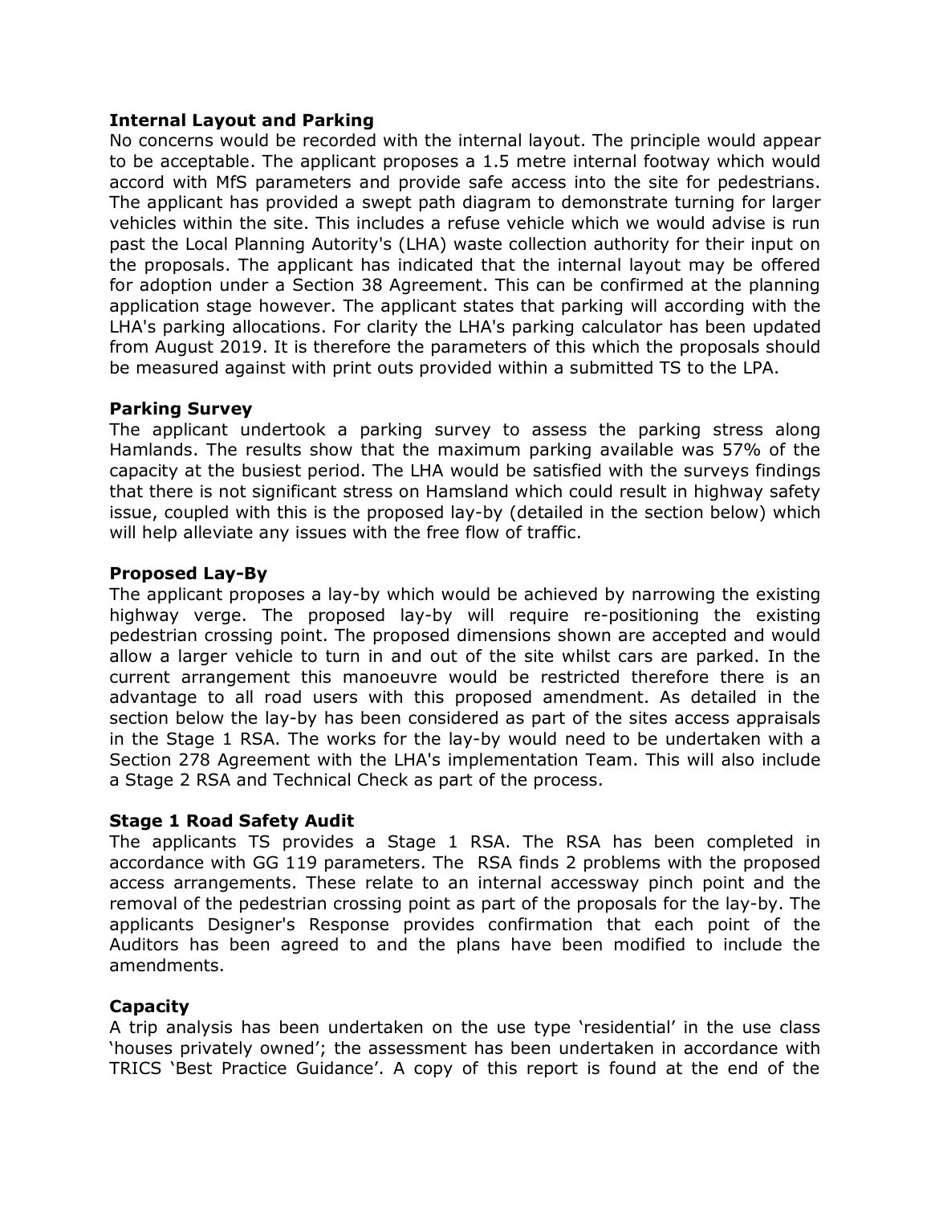**Internal Layout and Parking**

No concerns would be recorded with the internal layout. The principle would appear to be acceptable. The applicant proposes a 1.5 metre internal footway which would accord with MfS parameters and provide safe access into the site for pedestrians. The applicant has provided a swept path diagram to demonstrate turning for larger vehicles within the site. This includes a refuse vehicle which we would advise is run past the Local Planning Autority's (LHA) waste collection authority for their input on the proposals. The applicant has indicated that the internal layout may be offered for adoption under a Section 38 Agreement. This can be confirmed at the planning application stage however. The applicant states that parking will according with the LHA's parking allocations. For clarity the LHA's parking calculator has been updated from August 2019. It is therefore the parameters of this which the proposals should be measured against with print outs provided within a submitted TS to the LPA.

**Parking Survey**

The applicant undertook a parking survey to assess the parking stress along Hamlands. The results show that the maximum parking available was 57% of the capacity at the busiest period. The LHA would be satisfied with the surveys findings that there is not significant stress on Hamsland which could result in highway safety issue, coupled with this is the proposed lay-by (detailed in the section below) which will help alleviate any issues with the free flow of traffic.

**Proposed Lay-By**

The applicant proposes a lay-by which would be achieved by narrowing the existing highway verge. The proposed lay-by will require re-positioning the existing pedestrian crossing point. The proposed dimensions shown are accepted and would allow a larger vehicle to turn in and out of the site whilst cars are parked. In the current arrangement this manoeuvre would be restricted therefore there is an advantage to all road users with this proposed amendment. As detailed in the section below the lay-by has been considered as part of the sites access appraisals in the Stage 1 RSA. The works for the lay-by would need to be undertaken with a Section 278 Agreement with the LHA's implementation Team. This will also include a Stage 2 RSA and Technical Check as part of the process.

**Stage 1 Road Safety Audit**

The applicants TS provides a Stage 1 RSA. The RSA has been completed in accordance with GG 119 parameters. The RSA finds 2 problems with the proposed access arrangements. These relate to an internal accessway pinch point and the removal of the pedestrian crossing point as part of the proposals for the lay-by. The applicants Designer's Response provides confirmation that each point of the Auditors has been agreed to and the plans have been modified to include the amendments.

**Capacity**

A trip analysis has been undertaken on the use type 'residential' in the use class 'houses privately owned'; the assessment has been undertaken in accordance with TRICS 'Best Practice Guidance'. A copy of this report is found at the end of the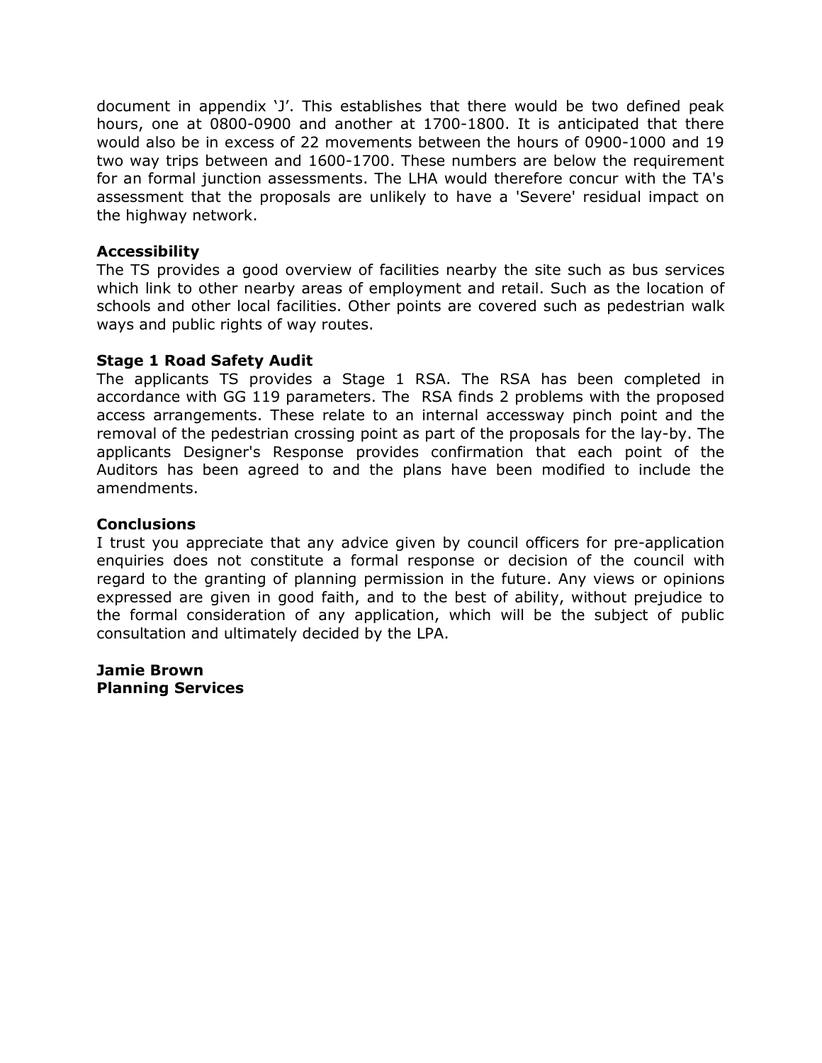document in appendix 'J'. This establishes that there would be two defined peak hours, one at 0800-0900 and another at 1700-1800. It is anticipated that there would also be in excess of 22 movements between the hours of 0900-1000 and 19 two way trips between and 1600-1700. These numbers are below the requirement for an formal junction assessments. The LHA would therefore concur with the TA's assessment that the proposals are unlikely to have a 'Severe' residual impact on the highway network.

**Accessibility**

The TS provides a good overview of facilities nearby the site such as bus services which link to other nearby areas of employment and retail. Such as the location of schools and other local facilities. Other points are covered such as pedestrian walk ways and public rights of way routes.

**Stage 1 Road Safety Audit**

The applicants TS provides a Stage 1 RSA. The RSA has been completed in accordance with GG 119 parameters. The RSA finds 2 problems with the proposed access arrangements. These relate to an internal accessway pinch point and the removal of the pedestrian crossing point as part of the proposals for the lay-by. The applicants Designer's Response provides confirmation that each point of the Auditors has been agreed to and the plans have been modified to include the amendments.

**Conclusions**

I trust you appreciate that any advice given by council officers for pre-application enquiries does not constitute a formal response or decision of the council with regard to the granting of planning permission in the future. Any views or opinions expressed are given in good faith, and to the best of ability, without prejudice to the formal consideration of any application, which will be the subject of public consultation and ultimately decided by the LPA.

**Jamie Brown**
**Planning Services**